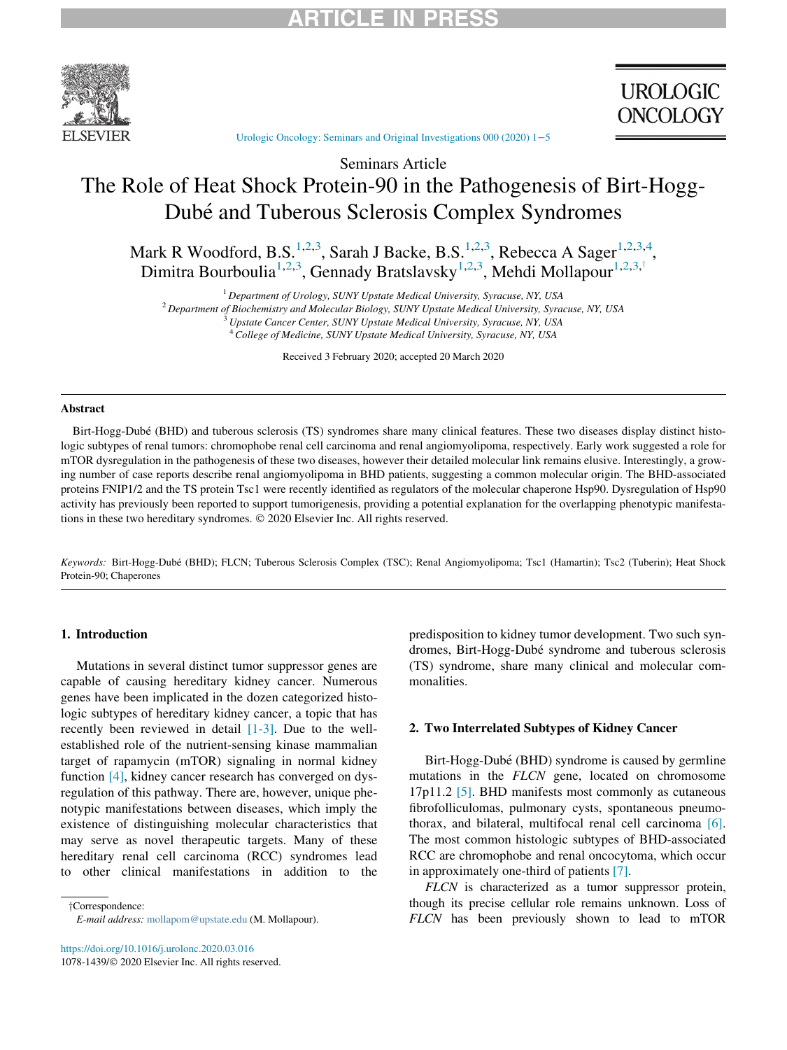Seminars Article

# The Role of Heat Shock Protein-90 in the Pathogenesis of Birt-Hogg-Dubé and Tuberous Sclerosis Complex Syndromes

Mark R Woodford, B.S.[1,2,3], Sarah J Backe, B.S.[1,2,3], Rebecca A Sager[1,2,3,4], Dimitra Bourboulia[1,2,3], Gennady Bratslavsky[1,2,3], Mehdi Mollapour[1,2,3,†]

[1] Department of Urology, SUNY Upstate Medical University, Syracuse, NY, USA
[2] Department of Biochemistry and Molecular Biology, SUNY Upstate Medical University, Syracuse, NY, USA
[3] Upstate Cancer Center, SUNY Upstate Medical University, Syracuse, NY, USA
[4] College of Medicine, SUNY Upstate Medical University, Syracuse, NY, USA

Received 3 February 2020; accepted 20 March 2020

## Abstract

Birt-Hogg-Dubé (BHD) and tuberous sclerosis (TS) syndromes share many clinical features. These two diseases display distinct histologic subtypes of renal tumors: chromophobe renal cell carcinoma and renal angiomyolipoma, respectively. Early work suggested a role for mTOR dysregulation in the pathogenesis of these two diseases, however their detailed molecular link remains elusive. Interestingly, a growing number of case reports describe renal angiomyolipoma in BHD patients, suggesting a common molecular origin. The BHD-associated proteins FNIP1/2 and the TS protein Tsc1 were recently identified as regulators of the molecular chaperone Hsp90. Dysregulation of Hsp90 activity has previously been reported to support tumorigenesis, providing a potential explanation for the overlapping phenotypic manifestations in these two hereditary syndromes. © 2020 Elsevier Inc. All rights reserved.

*Keywords:* Birt-Hogg-Dubé (BHD); FLCN; Tuberous Sclerosis Complex (TSC); Renal Angiomyolipoma; Tsc1 (Hamartin); Tsc2 (Tuberin); Heat Shock Protein-90; Chaperones

## 1. Introduction

Mutations in several distinct tumor suppressor genes are capable of causing hereditary kidney cancer. Numerous genes have been implicated in the dozen categorized histologic subtypes of hereditary kidney cancer, a topic that has recently been reviewed in detail [1-3]. Due to the well-established role of the nutrient-sensing kinase mammalian target of rapamycin (mTOR) signaling in normal kidney function [4], kidney cancer research has converged on dysregulation of this pathway. There are, however, unique phenotypic manifestations between diseases, which imply the existence of distinguishing molecular characteristics that may serve as novel therapeutic targets. Many of these hereditary renal cell carcinoma (RCC) syndromes lead to other clinical manifestations in addition to the predisposition to kidney tumor development. Two such syndromes, Birt-Hogg-Dubé syndrome and tuberous sclerosis (TS) syndrome, share many clinical and molecular commonalities.

## 2. Two Interrelated Subtypes of Kidney Cancer

Birt-Hogg-Dubé (BHD) syndrome is caused by germline mutations in the *FLCN* gene, located on chromosome 17p11.2 [5]. BHD manifests most commonly as cutaneous fibrofolliculomas, pulmonary cysts, spontaneous pneumothorax, and bilateral, multifocal renal cell carcinoma [6]. The most common histologic subtypes of BHD-associated RCC are chromophobe and renal oncocytoma, which occur in approximately one-third of patients [7].

*FLCN* is characterized as a tumor suppressor protein, though its precise cellular role remains unknown. Loss of *FLCN* has been previously shown to lead to mTOR

†Correspondence:
*E-mail address:* mollapom@upstate.edu (M. Mollapour).

https://doi.org/10.1016/j.urolonc.2020.03.016
1078-1439/© 2020 Elsevier Inc. All rights reserved.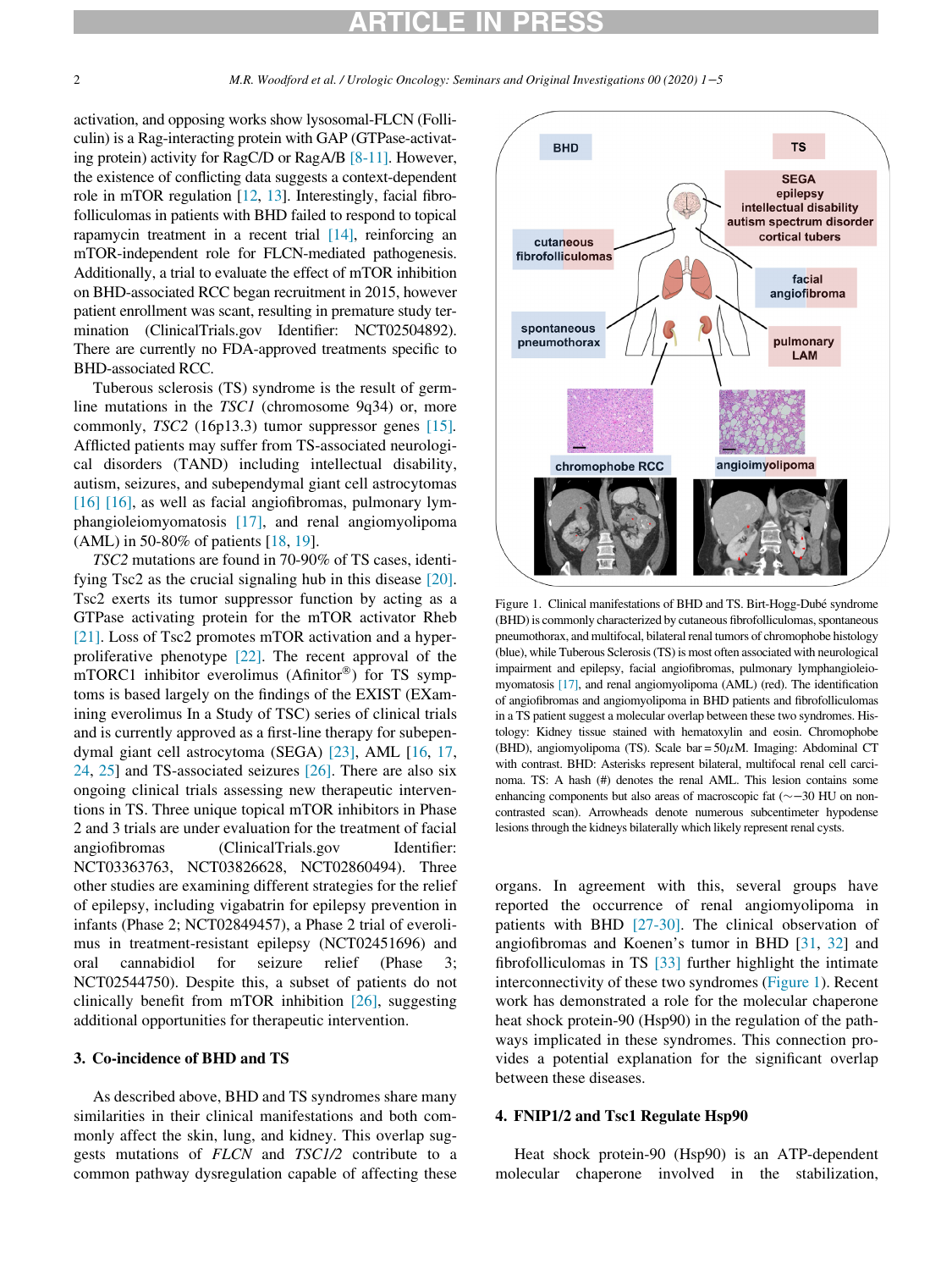activation, and opposing works show lysosomal-FLCN (Folliculin) is a Rag-interacting protein with GAP (GTPase-activating protein) activity for RagC/D or RagA/B [8-11]. However, the existence of conflicting data suggests a context-dependent role in mTOR regulation [12, 13]. Interestingly, facial fibrofolliculomas in patients with BHD failed to respond to topical rapamycin treatment in a recent trial [14], reinforcing an mTOR-independent role for FLCN-mediated pathogenesis. Additionally, a trial to evaluate the effect of mTOR inhibition on BHD-associated RCC began recruitment in 2015, however patient enrollment was scant, resulting in premature study termination (ClinicalTrials.gov Identifier: NCT02504892). There are currently no FDA-approved treatments specific to BHD-associated RCC.

Tuberous sclerosis (TS) syndrome is the result of germline mutations in the *TSC1* (chromosome 9q34) or, more commonly, *TSC2* (16p13.3) tumor suppressor genes [15]. Afflicted patients may suffer from TS-associated neurological disorders (TAND) including intellectual disability, autism, seizures, and subependymal giant cell astrocytomas [16] [16], as well as facial angiofibromas, pulmonary lymphangioleiomyomatosis [17], and renal angiomyolipoma (AML) in 50-80% of patients [18, 19].

*TSC2* mutations are found in 70-90% of TS cases, identifying Tsc2 as the crucial signaling hub in this disease [20]. Tsc2 exerts its tumor suppressor function by acting as a GTPase activating protein for the mTOR activator Rheb [21]. Loss of Tsc2 promotes mTOR activation and a hyperproliferative phenotype [22]. The recent approval of the mTORC1 inhibitor everolimus (Afinitor®) for TS symptoms is based largely on the findings of the EXIST (EXamining everolimus In a Study of TSC) series of clinical trials and is currently approved as a first-line therapy for subependymal giant cell astrocytoma (SEGA) [23], AML [16, 17, 24, 25] and TS-associated seizures [26]. There are also six ongoing clinical trials assessing new therapeutic interventions in TS. Three unique topical mTOR inhibitors in Phase 2 and 3 trials are under evaluation for the treatment of facial angiofibromas (ClinicalTrials.gov Identifier: NCT03363763, NCT03826628, NCT02860494). Three other studies are examining different strategies for the relief of epilepsy, including vigabatrin for epilepsy prevention in infants (Phase 2; NCT02849457), a Phase 2 trial of everolimus in treatment-resistant epilepsy (NCT02451696) and oral cannabidiol for seizure relief (Phase 3; NCT02544750). Despite this, a subset of patients do not clinically benefit from mTOR inhibition [26], suggesting additional opportunities for therapeutic intervention.

## 3. Co-incidence of BHD and TS

As described above, BHD and TS syndromes share many similarities in their clinical manifestations and both commonly affect the skin, lung, and kidney. This overlap suggests mutations of *FLCN* and *TSC1/2* contribute to a common pathway dysregulation capable of affecting these organs. In agreement with this, several groups have reported the occurrence of renal angiomyolipoma in patients with BHD [27-30]. The clinical observation of angiofibromas and Koenen's tumor in BHD [31, 32] and fibrofolliculomas in TS [33] further highlight the intimate interconnectivity of these two syndromes (Figure 1). Recent work has demonstrated a role for the molecular chaperone heat shock protein-90 (Hsp90) in the regulation of the pathways implicated in these syndromes. This connection provides a potential explanation for the significant overlap between these diseases.

Figure 1. Clinical manifestations of BHD and TS. Birt-Hogg-Dubé syndrome (BHD) is commonly characterized by cutaneous fibrofolliculomas, spontaneous pneumothorax, and multifocal, bilateral renal tumors of chromophobe histology (blue), while Tuberous Sclerosis (TS) is most often associated with neurological impairment and epilepsy, facial angiofibromas, pulmonary lymphangioleiomyomatosis [17], and renal angiomyolipoma (AML) (red). The identification of angiofibromas and angiomyolipoma in BHD patients and fibrofolliculomas in a TS patient suggest a molecular overlap between these two syndromes. Histology: Kidney tissue stained with hematoxylin and eosin. Chromophobe (BHD), angiomyolipoma (TS). Scale bar = 50$\mu$M. Imaging: Abdominal CT with contrast. BHD: Asterisks represent bilateral, multifocal renal cell carcinoma. TS: A hash (#) denotes the renal AML. This lesion contains some enhancing components but also areas of macroscopic fat (~−30 HU on non-contrasted scan). Arrowheads denote numerous subcentimeter hypodense lesions through the kidneys bilaterally which likely represent renal cysts.

## 4. FNIP1/2 and Tsc1 Regulate Hsp90

Heat shock protein-90 (Hsp90) is an ATP-dependent molecular chaperone involved in the stabilization,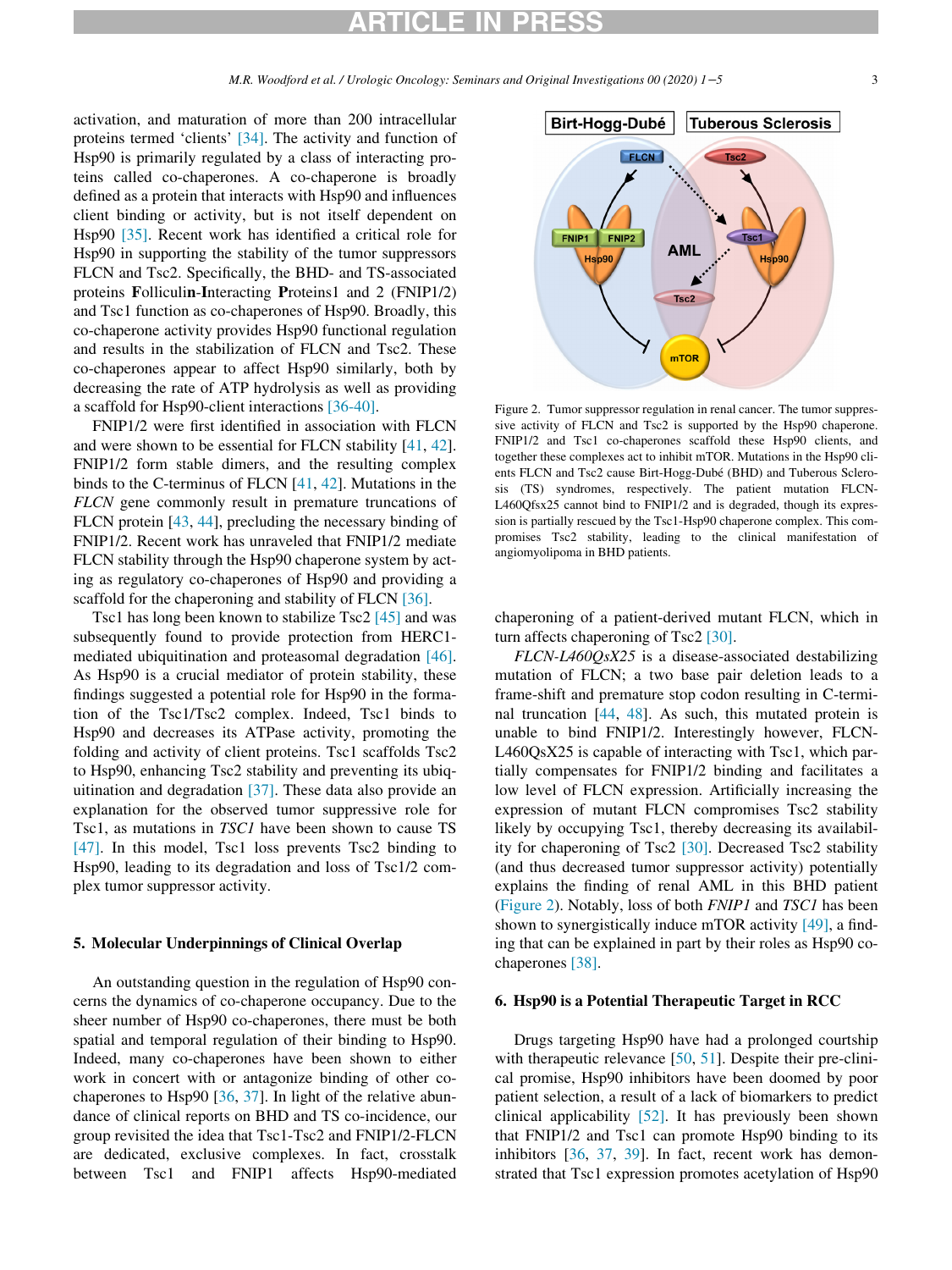activation, and maturation of more than 200 intracellular proteins termed 'clients' [34]. The activity and function of Hsp90 is primarily regulated by a class of interacting proteins called co-chaperones. A co-chaperone is broadly defined as a protein that interacts with Hsp90 and influences client binding or activity, but is not itself dependent on Hsp90 [35]. Recent work has identified a critical role for Hsp90 in supporting the stability of the tumor suppressors FLCN and Tsc2. Specifically, the BHD- and TS-associated proteins **F**olliculi**n**-**I**nteracting **P**roteins1 and 2 (FNIP1/2) and Tsc1 function as co-chaperones of Hsp90. Broadly, this co-chaperone activity provides Hsp90 functional regulation and results in the stabilization of FLCN and Tsc2. These co-chaperones appear to affect Hsp90 similarly, both by decreasing the rate of ATP hydrolysis as well as providing a scaffold for Hsp90-client interactions [36-40].

FNIP1/2 were first identified in association with FLCN and were shown to be essential for FLCN stability [41, 42]. FNIP1/2 form stable dimers, and the resulting complex binds to the C-terminus of FLCN [41, 42]. Mutations in the *FLCN* gene commonly result in premature truncations of FLCN protein [43, 44], precluding the necessary binding of FNIP1/2. Recent work has unraveled that FNIP1/2 mediate FLCN stability through the Hsp90 chaperone system by acting as regulatory co-chaperones of Hsp90 and providing a scaffold for the chaperoning and stability of FLCN [36].

Tsc1 has long been known to stabilize Tsc2 [45] and was subsequently found to provide protection from HERC1-mediated ubiquitination and proteasomal degradation [46]. As Hsp90 is a crucial mediator of protein stability, these findings suggested a potential role for Hsp90 in the formation of the Tsc1/Tsc2 complex. Indeed, Tsc1 binds to Hsp90 and decreases its ATPase activity, promoting the folding and activity of client proteins. Tsc1 scaffolds Tsc2 to Hsp90, enhancing Tsc2 stability and preventing its ubiquitination and degradation [37]. These data also provide an explanation for the observed tumor suppressive role for Tsc1, as mutations in *TSC1* have been shown to cause TS [47]. In this model, Tsc1 loss prevents Tsc2 binding to Hsp90, leading to its degradation and loss of Tsc1/2 complex tumor suppressor activity.

## 5. Molecular Underpinnings of Clinical Overlap

An outstanding question in the regulation of Hsp90 concerns the dynamics of co-chaperone occupancy. Due to the sheer number of Hsp90 co-chaperones, there must be both spatial and temporal regulation of their binding to Hsp90. Indeed, many co-chaperones have been shown to either work in concert with or antagonize binding of other co-chaperones to Hsp90 [36, 37]. In light of the relative abundance of clinical reports on BHD and TS co-incidence, our group revisited the idea that Tsc1-Tsc2 and FNIP1/2-FLCN are dedicated, exclusive complexes. In fact, crosstalk between Tsc1 and FNIP1 affects Hsp90-mediated chaperoning of a patient-derived mutant FLCN, which in turn affects chaperoning of Tsc2 [30].

Figure 2. Tumor suppressor regulation in renal cancer. The tumor suppressive activity of FLCN and Tsc2 is supported by the Hsp90 chaperone. FNIP1/2 and Tsc1 co-chaperones scaffold these Hsp90 clients, and together these complexes act to inhibit mTOR. Mutations in the Hsp90 clients FLCN and Tsc2 cause Birt-Hogg-Dubé (BHD) and Tuberous Sclerosis (TS) syndromes, respectively. The patient mutation FLCN-L460Qfsx25 cannot bind to FNIP1/2 and is degraded, though its expression is partially rescued by the Tsc1-Hsp90 chaperone complex. This compromises Tsc2 stability, leading to the clinical manifestation of angiomyolipoma in BHD patients.

*FLCN-L460QsX25* is a disease-associated destabilizing mutation of FLCN; a two base pair deletion leads to a frame-shift and premature stop codon resulting in C-terminal truncation [44, 48]. As such, this mutated protein is unable to bind FNIP1/2. Interestingly however, FLCN-L460QsX25 is capable of interacting with Tsc1, which partially compensates for FNIP1/2 binding and facilitates a low level of FLCN expression. Artificially increasing the expression of mutant FLCN compromises Tsc2 stability likely by occupying Tsc1, thereby decreasing its availability for chaperoning of Tsc2 [30]. Decreased Tsc2 stability (and thus decreased tumor suppressor activity) potentially explains the finding of renal AML in this BHD patient (Figure 2). Notably, loss of both *FNIP1* and *TSC1* has been shown to synergistically induce mTOR activity [49], a finding that can be explained in part by their roles as Hsp90 co-chaperones [38].

## 6. Hsp90 is a Potential Therapeutic Target in RCC

Drugs targeting Hsp90 have had a prolonged courtship with therapeutic relevance [50, 51]. Despite their pre-clinical promise, Hsp90 inhibitors have been doomed by poor patient selection, a result of a lack of biomarkers to predict clinical applicability [52]. It has previously been shown that FNIP1/2 and Tsc1 can promote Hsp90 binding to its inhibitors [36, 37, 39]. In fact, recent work has demonstrated that Tsc1 expression promotes acetylation of Hsp90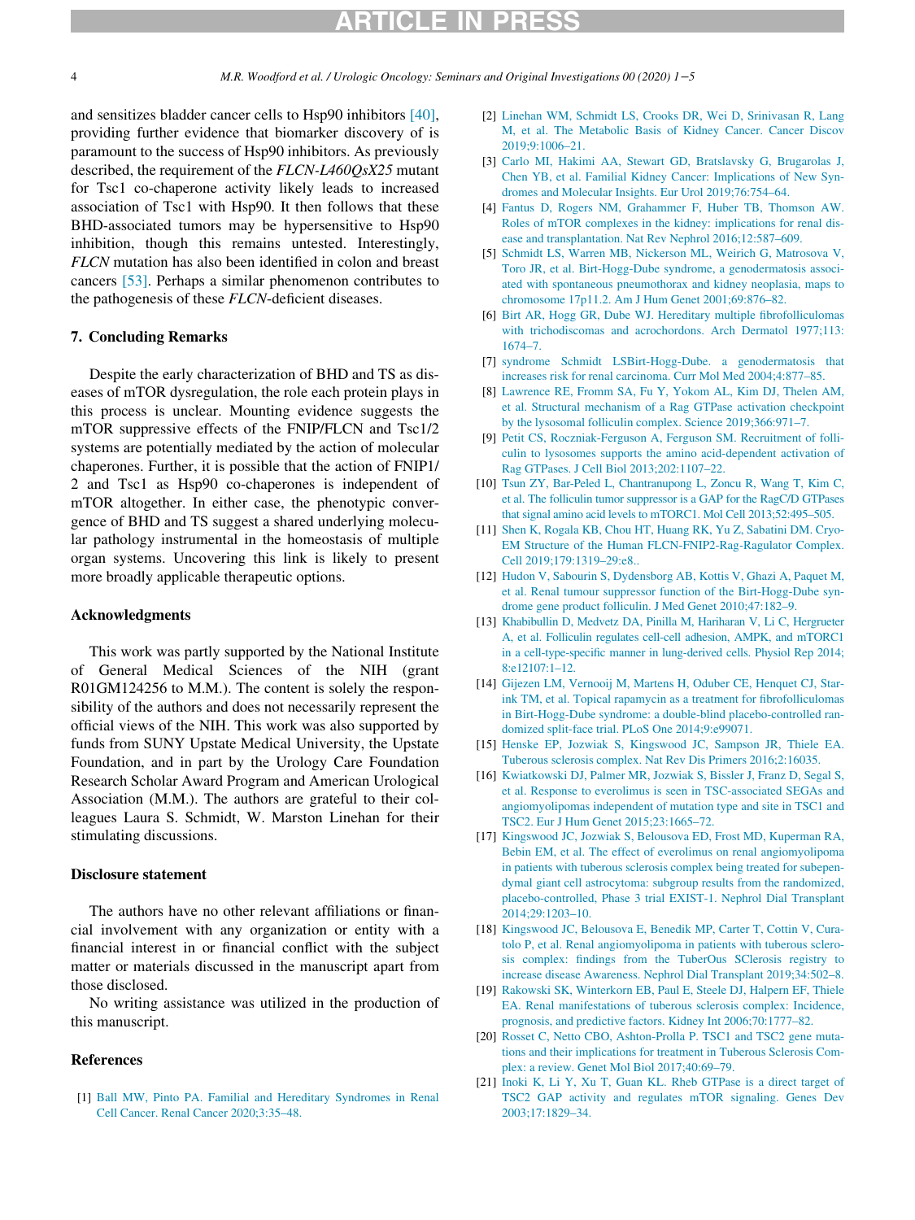and sensitizes bladder cancer cells to Hsp90 inhibitors [40], providing further evidence that biomarker discovery of is paramount to the success of Hsp90 inhibitors. As previously described, the requirement of the *FLCN-L460QsX25* mutant for Tsc1 co-chaperone activity likely leads to increased association of Tsc1 with Hsp90. It then follows that these BHD-associated tumors may be hypersensitive to Hsp90 inhibition, though this remains untested. Interestingly, *FLCN* mutation has also been identified in colon and breast cancers [53]. Perhaps a similar phenomenon contributes to the pathogenesis of these *FLCN*-deficient diseases.

## 7. Concluding Remarks

Despite the early characterization of BHD and TS as diseases of mTOR dysregulation, the role each protein plays in this process is unclear. Mounting evidence suggests the mTOR suppressive effects of the FNIP/FLCN and Tsc1/2 systems are potentially mediated by the action of molecular chaperones. Further, it is possible that the action of FNIP1/2 and Tsc1 as Hsp90 co-chaperones is independent of mTOR altogether. In either case, the phenotypic convergence of BHD and TS suggest a shared underlying molecular pathology instrumental in the homeostasis of multiple organ systems. Uncovering this link is likely to present more broadly applicable therapeutic options.

## Acknowledgments

This work was partly supported by the National Institute of General Medical Sciences of the NIH (grant R01GM124256 to M.M.). The content is solely the responsibility of the authors and does not necessarily represent the official views of the NIH. This work was also supported by funds from SUNY Upstate Medical University, the Upstate Foundation, and in part by the Urology Care Foundation Research Scholar Award Program and American Urological Association (M.M.). The authors are grateful to their colleagues Laura S. Schmidt, W. Marston Linehan for their stimulating discussions.

## Disclosure statement

The authors have no other relevant affiliations or financial involvement with any organization or entity with a financial interest in or financial conflict with the subject matter or materials discussed in the manuscript apart from those disclosed.

No writing assistance was utilized in the production of this manuscript.

## References

[1] Ball MW, Pinto PA. Familial and Hereditary Syndromes in Renal Cell Cancer. Renal Cancer 2020;3:35–48.

[2] Linehan WM, Schmidt LS, Crooks DR, Wei D, Srinivasan R, Lang M, et al. The Metabolic Basis of Kidney Cancer. Cancer Discov 2019;9:1006–21.

[3] Carlo MI, Hakimi AA, Stewart GD, Bratslavsky G, Brugarolas J, Chen YB, et al. Familial Kidney Cancer: Implications of New Syndromes and Molecular Insights. Eur Urol 2019;76:754–64.

[4] Fantus D, Rogers NM, Grahammer F, Huber TB, Thomson AW. Roles of mTOR complexes in the kidney: implications for renal disease and transplantation. Nat Rev Nephrol 2016;12:587–609.

[5] Schmidt LS, Warren MB, Nickerson ML, Weirich G, Matrosova V, Toro JR, et al. Birt-Hogg-Dube syndrome, a genodermatosis associated with spontaneous pneumothorax and kidney neoplasia, maps to chromosome 17p11.2. Am J Hum Genet 2001;69:876–82.

[6] Birt AR, Hogg GR, Dube WJ. Hereditary multiple fibrofolliculomas with trichodiscomas and acrochordons. Arch Dermatol 1977;113: 1674–7.

[7] syndrome Schmidt LSBirt-Hogg-Dube. a genodermatosis that increases risk for renal carcinoma. Curr Mol Med 2004;4:877–85.

[8] Lawrence RE, Fromm SA, Fu Y, Yokom AL, Kim DJ, Thelen AM, et al. Structural mechanism of a Rag GTPase activation checkpoint by the lysosomal folliculin complex. Science 2019;366:971–7.

[9] Petit CS, Roczniak-Ferguson A, Ferguson SM. Recruitment of folliculin to lysosomes supports the amino acid-dependent activation of Rag GTPases. J Cell Biol 2013;202:1107–22.

[10] Tsun ZY, Bar-Peled L, Chantranupong L, Zoncu R, Wang T, Kim C, et al. The folliculin tumor suppressor is a GAP for the RagC/D GTPases that signal amino acid levels to mTORC1. Mol Cell 2013;52:495–505.

[11] Shen K, Rogala KB, Chou HT, Huang RK, Yu Z, Sabatini DM. Cryo-EM Structure of the Human FLCN-FNIP2-Rag-Ragulator Complex. Cell 2019;179:1319–29:e8..

[12] Hudon V, Sabourin S, Dydensborg AB, Kottis V, Ghazi A, Paquet M, et al. Renal tumour suppressor function of the Birt-Hogg-Dube syndrome gene product folliculin. J Med Genet 2010;47:182–9.

[13] Khabibullin D, Medvetz DA, Pinilla M, Hariharan V, Li C, Hergrueter A, et al. Folliculin regulates cell-cell adhesion, AMPK, and mTORC1 in a cell-type-specific manner in lung-derived cells. Physiol Rep 2014; 8:e12107:1–12.

[14] Gijezen LM, Vernooij M, Martens H, Oduber CE, Henquet CJ, Starink TM, et al. Topical rapamycin as a treatment for fibrofolliculomas in Birt-Hogg-Dube syndrome: a double-blind placebo-controlled randomized split-face trial. PLoS One 2014;9:e99071.

[15] Henske EP, Jozwiak S, Kingswood JC, Sampson JR, Thiele EA. Tuberous sclerosis complex. Nat Rev Dis Primers 2016;2:16035.

[16] Kwiatkowski DJ, Palmer MR, Jozwiak S, Bissler J, Franz D, Segal S, et al. Response to everolimus is seen in TSC-associated SEGAs and angiomyolipomas independent of mutation type and site in TSC1 and TSC2. Eur J Hum Genet 2015;23:1665–72.

[17] Kingswood JC, Jozwiak S, Belousova ED, Frost MD, Kuperman RA, Bebin EM, et al. The effect of everolimus on renal angiomyolipoma in patients with tuberous sclerosis complex being treated for subependymal giant cell astrocytoma: subgroup results from the randomized, placebo-controlled, Phase 3 trial EXIST-1. Nephrol Dial Transplant 2014;29:1203–10.

[18] Kingswood JC, Belousova E, Benedik MP, Carter T, Cottin V, Curatolo P, et al. Renal angiomyolipoma in patients with tuberous sclerosis complex: findings from the TuberOus SClerosis registry to increase disease Awareness. Nephrol Dial Transplant 2019;34:502–8.

[19] Rakowski SK, Winterkorn EB, Paul E, Steele DJ, Halpern EF, Thiele EA. Renal manifestations of tuberous sclerosis complex: Incidence, prognosis, and predictive factors. Kidney Int 2006;70:1777–82.

[20] Rosset C, Netto CBO, Ashton-Prolla P. TSC1 and TSC2 gene mutations and their implications for treatment in Tuberous Sclerosis Complex: a review. Genet Mol Biol 2017;40:69–79.

[21] Inoki K, Li Y, Xu T, Guan KL. Rheb GTPase is a direct target of TSC2 GAP activity and regulates mTOR signaling. Genes Dev 2003;17:1829–34.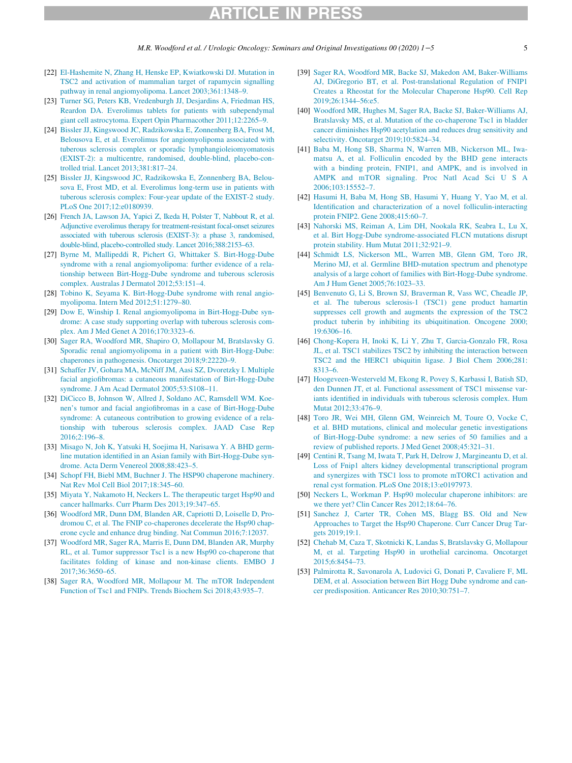[22] El-Hashemite N, Zhang H, Henske EP, Kwiatkowski DJ. Mutation in TSC2 and activation of mammalian target of rapamycin signalling pathway in renal angiomyolipoma. Lancet 2003;361:1348–9.

[23] Turner SG, Peters KB, Vredenburgh JJ, Desjardins A, Friedman HS, Reardon DA. Everolimus tablets for patients with subependymal giant cell astrocytoma. Expert Opin Pharmacother 2011;12:2265–9.

[24] Bissler JJ, Kingswood JC, Radzikowska E, Zonnenberg BA, Frost M, Belousova E, et al. Everolimus for angiomyolipoma associated with tuberous sclerosis complex or sporadic lymphangioleiomyomatosis (EXIST-2): a multicentre, randomised, double-blind, placebo-controlled trial. Lancet 2013;381:817–24.

[25] Bissler JJ, Kingswood JC, Radzikowska E, Zonnenberg BA, Belousova E, Frost MD, et al. Everolimus long-term use in patients with tuberous sclerosis complex: Four-year update of the EXIST-2 study. PLoS One 2017;12:e0180939.

[26] French JA, Lawson JA, Yapici Z, Ikeda H, Polster T, Nabbout R, et al. Adjunctive everolimus therapy for treatment-resistant focal-onset seizures associated with tuberous sclerosis (EXIST-3): a phase 3, randomised, double-blind, placebo-controlled study. Lancet 2016;388:2153–63.

[27] Byrne M, Mallipeddi R, Pichert G, Whittaker S. Birt-Hogg-Dube syndrome with a renal angiomyolipoma: further evidence of a relationship between Birt-Hogg-Dube syndrome and tuberous sclerosis complex. Australas J Dermatol 2012;53:151–4.

[28] Tobino K, Seyama K. Birt-Hogg-Dube syndrome with renal angiomyolipoma. Intern Med 2012;51:1279–80.

[29] Dow E, Winship I. Renal angiomyolipoma in Birt-Hogg-Dube syndrome: A case study supporting overlap with tuberous sclerosis complex. Am J Med Genet A 2016;170:3323–6.

[30] Sager RA, Woodford MR, Shapiro O, Mollapour M, Bratslavsky G. Sporadic renal angiomyolipoma in a patient with Birt-Hogg-Dube: chaperones in pathogenesis. Oncotarget 2018;9:22220–9.

[31] Schaffer JV, Gohara MA, McNiff JM, Aasi SZ, Dvoretzky I. Multiple facial angiofibromas: a cutaneous manifestation of Birt-Hogg-Dube syndrome. J Am Acad Dermatol 2005;53:S108–11.

[32] DiCicco B, Johnson W, Allred J, Soldano AC, Ramsdell WM. Koenen's tumor and facial angiofibromas in a case of Birt-Hogg-Dube syndrome: A cutaneous contribution to growing evidence of a relationship with tuberous sclerosis complex. JAAD Case Rep 2016;2:196–8.

[33] Misago N, Joh K, Yatsuki H, Soejima H, Narisawa Y. A BHD germline mutation identified in an Asian family with Birt-Hogg-Dube syndrome. Acta Derm Venereol 2008;88:423–5.

[34] Schopf FH, Biebl MM, Buchner J. The HSP90 chaperone machinery. Nat Rev Mol Cell Biol 2017;18:345–60.

[35] Miyata Y, Nakamoto H, Neckers L. The therapeutic target Hsp90 and cancer hallmarks. Curr Pharm Des 2013;19:347–65.

[36] Woodford MR, Dunn DM, Blanden AR, Capriotti D, Loiselle D, Prodromou C, et al. The FNIP co-chaperones decelerate the Hsp90 chaperone cycle and enhance drug binding. Nat Commun 2016;7:12037.

[37] Woodford MR, Sager RA, Marris E, Dunn DM, Blanden AR, Murphy RL, et al. Tumor suppressor Tsc1 is a new Hsp90 co-chaperone that facilitates folding of kinase and non-kinase clients. EMBO J 2017;36:3650–65.

[38] Sager RA, Woodford MR, Mollapour M. The mTOR Independent Function of Tsc1 and FNIPs. Trends Biochem Sci 2018;43:935–7.

[39] Sager RA, Woodford MR, Backe SJ, Makedon AM, Baker-Williams AJ, DiGregorio BT, et al. Post-translational Regulation of FNIP1 Creates a Rheostat for the Molecular Chaperone Hsp90. Cell Rep 2019;26:1344–56:e5.

[40] Woodford MR, Hughes M, Sager RA, Backe SJ, Baker-Williams AJ, Bratslavsky MS, et al. Mutation of the co-chaperone Tsc1 in bladder cancer diminishes Hsp90 acetylation and reduces drug sensitivity and selectivity. Oncotarget 2019;10:5824–34.

[41] Baba M, Hong SB, Sharma N, Warren MB, Nickerson ML, Iwamatsu A, et al. Folliculin encoded by the BHD gene interacts with a binding protein, FNIP1, and AMPK, and is involved in AMPK and mTOR signaling. Proc Natl Acad Sci U S A 2006;103:15552–7.

[42] Hasumi H, Baba M, Hong SB, Hasumi Y, Huang Y, Yao M, et al. Identification and characterization of a novel folliculin-interacting protein FNIP2. Gene 2008;415:60–7.

[43] Nahorski MS, Reiman A, Lim DH, Nookala RK, Seabra L, Lu X, et al. Birt Hogg-Dube syndrome-associated FLCN mutations disrupt protein stability. Hum Mutat 2011;32:921–9.

[44] Schmidt LS, Nickerson ML, Warren MB, Glenn GM, Toro JR, Merino MJ, et al. Germline BHD-mutation spectrum and phenotype analysis of a large cohort of families with Birt-Hogg-Dube syndrome. Am J Hum Genet 2005;76:1023–33.

[45] Benvenuto G, Li S, Brown SJ, Braverman R, Vass WC, Cheadle JP, et al. The tuberous sclerosis-1 (TSC1) gene product hamartin suppresses cell growth and augments the expression of the TSC2 product tuberin by inhibiting its ubiquitination. Oncogene 2000; 19:6306–16.

[46] Chong-Kopera H, Inoki K, Li Y, Zhu T, Garcia-Gonzalo FR, Rosa JL, et al. TSC1 stabilizes TSC2 by inhibiting the interaction between TSC2 and the HERC1 ubiquitin ligase. J Biol Chem 2006;281: 8313–6.

[47] Hoogeveen-Westerveld M, Ekong R, Povey S, Karbassi I, Batish SD, den Dunnen JT, et al. Functional assessment of TSC1 missense variants identified in individuals with tuberous sclerosis complex. Hum Mutat 2012;33:476–9.

[48] Toro JR, Wei MH, Glenn GM, Weinreich M, Toure O, Vocke C, et al. BHD mutations, clinical and molecular genetic investigations of Birt-Hogg-Dube syndrome: a new series of 50 families and a review of published reports. J Med Genet 2008;45:321–31.

[49] Centini R, Tsang M, Iwata T, Park H, Delrow J, Margineantu D, et al. Loss of Fnip1 alters kidney developmental transcriptional program and synergizes with TSC1 loss to promote mTORC1 activation and renal cyst formation. PLoS One 2018;13:e0197973.

[50] Neckers L, Workman P. Hsp90 molecular chaperone inhibitors: are we there yet? Clin Cancer Res 2012;18:64–76.

[51] Sanchez J, Carter TR, Cohen MS, Blagg BS. Old and New Approaches to Target the Hsp90 Chaperone. Curr Cancer Drug Targets 2019;19:1.

[52] Chehab M, Caza T, Skotnicki K, Landas S, Bratslavsky G, Mollapour M, et al. Targeting Hsp90 in urothelial carcinoma. Oncotarget 2015;6:8454–73.

[53] Palmirotta R, Savonarola A, Ludovici G, Donati P, Cavaliere F, ML DEM, et al. Association between Birt Hogg Dube syndrome and cancer predisposition. Anticancer Res 2010;30:751–7.